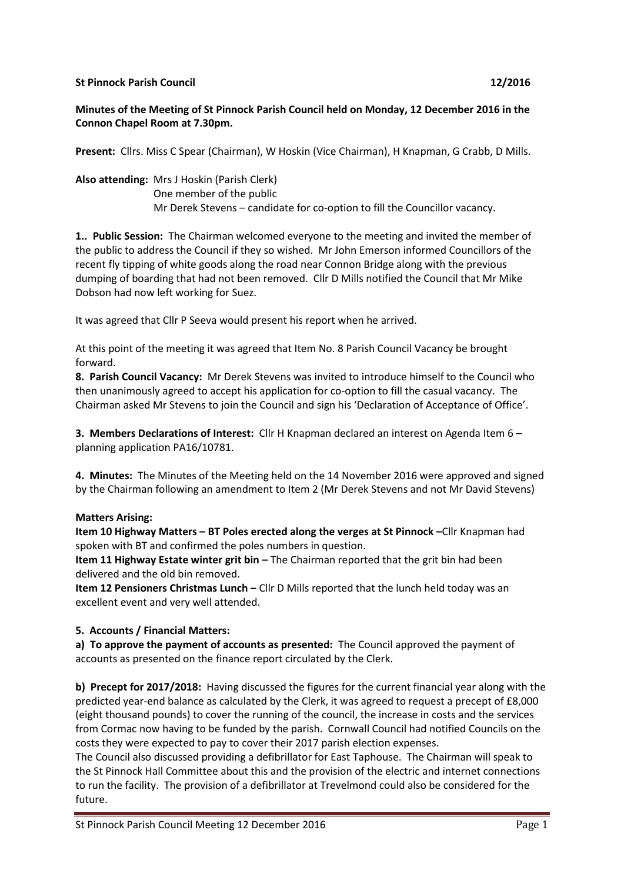**St Pinnock Parish Council 12/2016**

**Minutes of the Meeting of St Pinnock Parish Council held on Monday, 12 December 2016 in the Connon Chapel Room at 7.30pm.**

**Present:** Cllrs. Miss C Spear (Chairman), W Hoskin (Vice Chairman), H Knapman, G Crabb, D Mills.

**Also attending:** Mrs J Hoskin (Parish Clerk)
One member of the public
Mr Derek Stevens – candidate for co-option to fill the Councillor vacancy.

**1.. Public Session:** The Chairman welcomed everyone to the meeting and invited the member of the public to address the Council if they so wished. Mr John Emerson informed Councillors of the recent fly tipping of white goods along the road near Connon Bridge along with the previous dumping of boarding that had not been removed. Cllr D Mills notified the Council that Mr Mike Dobson had now left working for Suez.

It was agreed that Cllr P Seeva would present his report when he arrived.

At this point of the meeting it was agreed that Item No. 8 Parish Council Vacancy be brought forward.

**8. Parish Council Vacancy:** Mr Derek Stevens was invited to introduce himself to the Council who then unanimously agreed to accept his application for co-option to fill the casual vacancy. The Chairman asked Mr Stevens to join the Council and sign his 'Declaration of Acceptance of Office'.

**3. Members Declarations of Interest:** Cllr H Knapman declared an interest on Agenda Item 6 – planning application PA16/10781.

**4. Minutes:** The Minutes of the Meeting held on the 14 November 2016 were approved and signed by the Chairman following an amendment to Item 2 (Mr Derek Stevens and not Mr David Stevens)

**Matters Arising:**

**Item 10 Highway Matters – BT Poles erected along the verges at St Pinnock –**Cllr Knapman had spoken with BT and confirmed the poles numbers in question.

**Item 11 Highway Estate winter grit bin –** The Chairman reported that the grit bin had been delivered and the old bin removed.

**Item 12 Pensioners Christmas Lunch –** Cllr D Mills reported that the lunch held today was an excellent event and very well attended.

**5. Accounts / Financial Matters:**

**a) To approve the payment of accounts as presented:** The Council approved the payment of accounts as presented on the finance report circulated by the Clerk.

**b) Precept for 2017/2018:** Having discussed the figures for the current financial year along with the predicted year-end balance as calculated by the Clerk, it was agreed to request a precept of £8,000 (eight thousand pounds) to cover the running of the council, the increase in costs and the services from Cormac now having to be funded by the parish. Cornwall Council had notified Councils on the costs they were expected to pay to cover their 2017 parish election expenses.

The Council also discussed providing a defibrillator for East Taphouse. The Chairman will speak to the St Pinnock Hall Committee about this and the provision of the electric and internet connections to run the facility. The provision of a defibrillator at Trevelmond could also be considered for the future.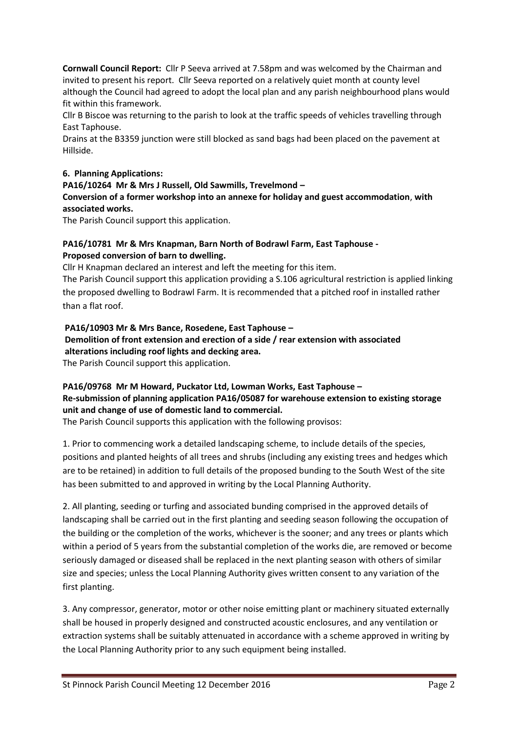**Cornwall Council Report:** Cllr P Seeva arrived at 7.58pm and was welcomed by the Chairman and invited to present his report. Cllr Seeva reported on a relatively quiet month at county level although the Council had agreed to adopt the local plan and any parish neighbourhood plans would fit within this framework.

Cllr B Biscoe was returning to the parish to look at the traffic speeds of vehicles travelling through East Taphouse.

Drains at the B3359 junction were still blocked as sand bags had been placed on the pavement at Hillside.

**6. Planning Applications:**

**PA16/10264 Mr & Mrs J Russell, Old Sawmills, Trevelmond –**
**Conversion of a former workshop into an annexe for holiday and guest accommodation**, **with associated works.**

The Parish Council support this application.

**PA16/10781 Mr & Mrs Knapman, Barn North of Bodrawl Farm, East Taphouse -**
**Proposed conversion of barn to dwelling.**

Cllr H Knapman declared an interest and left the meeting for this item.

The Parish Council support this application providing a S.106 agricultural restriction is applied linking the proposed dwelling to Bodrawl Farm. It is recommended that a pitched roof in installed rather than a flat roof.

**PA16/10903 Mr & Mrs Bance, Rosedene, East Taphouse –**
**Demolition of front extension and erection of a side / rear extension with associated alterations including roof lights and decking area.**

The Parish Council support this application.

**PA16/09768 Mr M Howard, Puckator Ltd, Lowman Works, East Taphouse –**
**Re-submission of planning application PA16/05087 for warehouse extension to existing storage unit and change of use of domestic land to commercial.**

The Parish Council supports this application with the following provisos:

1. Prior to commencing work a detailed landscaping scheme, to include details of the species, positions and planted heights of all trees and shrubs (including any existing trees and hedges which are to be retained) in addition to full details of the proposed bunding to the South West of the site has been submitted to and approved in writing by the Local Planning Authority.

2. All planting, seeding or turfing and associated bunding comprised in the approved details of landscaping shall be carried out in the first planting and seeding season following the occupation of the building or the completion of the works, whichever is the sooner; and any trees or plants which within a period of 5 years from the substantial completion of the works die, are removed or become seriously damaged or diseased shall be replaced in the next planting season with others of similar size and species; unless the Local Planning Authority gives written consent to any variation of the first planting.

3. Any compressor, generator, motor or other noise emitting plant or machinery situated externally shall be housed in properly designed and constructed acoustic enclosures, and any ventilation or extraction systems shall be suitably attenuated in accordance with a scheme approved in writing by the Local Planning Authority prior to any such equipment being installed.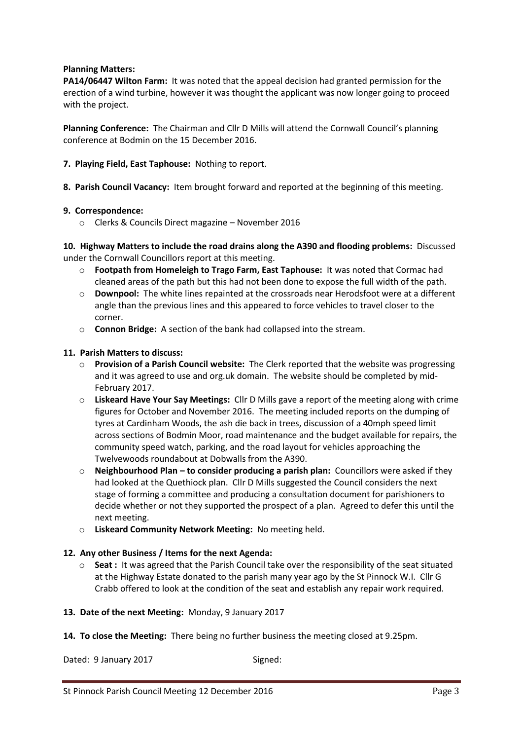**Planning Matters:**

**PA14/06447 Wilton Farm:** It was noted that the appeal decision had granted permission for the erection of a wind turbine, however it was thought the applicant was now longer going to proceed with the project.

**Planning Conference:** The Chairman and Cllr D Mills will attend the Cornwall Council's planning conference at Bodmin on the 15 December 2016.

**7. Playing Field, East Taphouse:** Nothing to report.

**8. Parish Council Vacancy:** Item brought forward and reported at the beginning of this meeting.

**9. Correspondence:**

- Clerks & Councils Direct magazine – November 2016

**10. Highway Matters to include the road drains along the A390 and flooding problems:** Discussed under the Cornwall Councillors report at this meeting.

- **Footpath from Homeleigh to Trago Farm, East Taphouse:** It was noted that Cormac had cleaned areas of the path but this had not been done to expose the full width of the path.
- **Downpool:** The white lines repainted at the crossroads near Herodsfoot were at a different angle than the previous lines and this appeared to force vehicles to travel closer to the corner.
- **Connon Bridge:** A section of the bank had collapsed into the stream.

**11. Parish Matters to discuss:**

- **Provision of a Parish Council website:** The Clerk reported that the website was progressing and it was agreed to use and org.uk domain. The website should be completed by mid-February 2017.
- **Liskeard Have Your Say Meetings:** Cllr D Mills gave a report of the meeting along with crime figures for October and November 2016. The meeting included reports on the dumping of tyres at Cardinham Woods, the ash die back in trees, discussion of a 40mph speed limit across sections of Bodmin Moor, road maintenance and the budget available for repairs, the community speed watch, parking, and the road layout for vehicles approaching the Twelvewoods roundabout at Dobwalls from the A390.
- **Neighbourhood Plan – to consider producing a parish plan:** Councillors were asked if they had looked at the Quethiock plan. Cllr D Mills suggested the Council considers the next stage of forming a committee and producing a consultation document for parishioners to decide whether or not they supported the prospect of a plan. Agreed to defer this until the next meeting.
- **Liskeard Community Network Meeting:** No meeting held.

**12. Any other Business / Items for the next Agenda:**

- **Seat :** It was agreed that the Parish Council take over the responsibility of the seat situated at the Highway Estate donated to the parish many year ago by the St Pinnock W.I. Cllr G Crabb offered to look at the condition of the seat and establish any repair work required.

**13. Date of the next Meeting:** Monday, 9 January 2017

**14. To close the Meeting:** There being no further business the meeting closed at 9.25pm.

Dated: 9 January 2017 Signed: